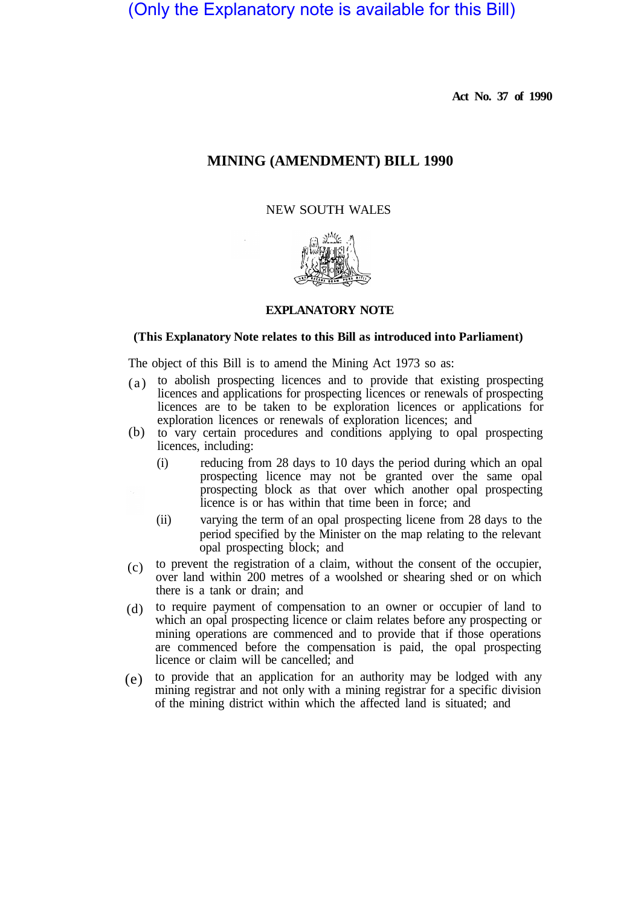(Only the Explanatory note is available for this Bill)

Act No. 37 of 1990

# MINING (AMENDMENT) BILL 1990

NEW SOUTH WALES

## EXPLANATORY NOTE

**(This Explanatory Note relates to this Bill as introduced into Parliament)**

The object of this Bill is to amend the Mining Act 1973 so as:

(a) to abolish prospecting licences and to provide that existing prospecting licences and applications for prospecting licences or renewals of prospecting licences are to be taken to be exploration licences or applications for exploration licences or renewals of exploration licences; and

(b) to vary certain procedures and conditions applying to opal prospecting licences, including:

(i) reducing from 28 days to 10 days the period during which an opal prospecting licence may not be granted over the same opal prospecting block as that over which another opal prospecting licence is or has within that time been in force; and

(ii) varying the term of an opal prospecting licene from 28 days to the period specified by the Minister on the map relating to the relevant opal prospecting block; and

(c) to prevent the registration of a claim, without the consent of the occupier, over land within 200 metres of a woolshed or shearing shed or on which there is a tank or drain; and

(d) to require payment of compensation to an owner or occupier of land to which an opal prospecting licence or claim relates before any prospecting or mining operations are commenced and to provide that if those operations are commenced before the compensation is paid, the opal prospecting licence or claim will be cancelled; and

(e) to provide that an application for an authority may be lodged with any mining registrar and not only with a mining registrar for a specific division of the mining district within which the affected land is situated; and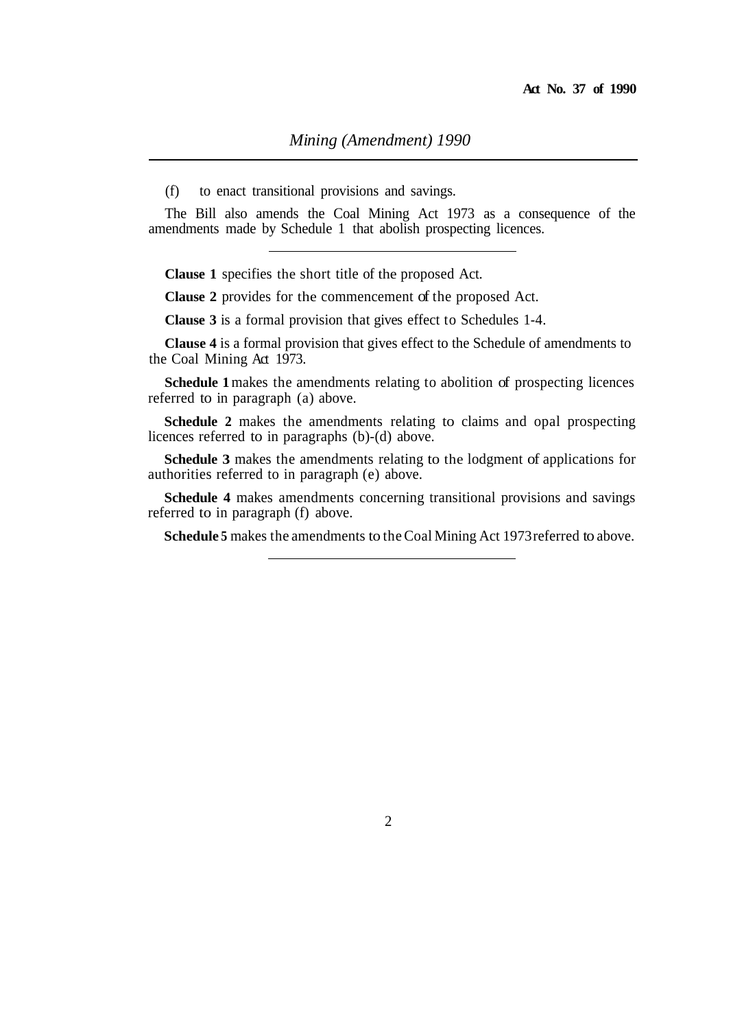(f) to enact transitional provisions and savings.

The Bill also amends the Coal Mining Act 1973 as a consequence of the amendments made by Schedule 1 that abolish prospecting licences.

---

**Clause 1** specifies the short title of the proposed Act.

**Clause 2** provides for the commencement of the proposed Act.

**Clause 3** is a formal provision that gives effect to Schedules 1-4.

**Clause 4** is a formal provision that gives effect to the Schedule of amendments to the Coal Mining Act 1973.

**Schedule 1** makes the amendments relating to abolition of prospecting licences referred to in paragraph (a) above.

**Schedule 2** makes the amendments relating to claims and opal prospecting licences referred to in paragraphs (b)-(d) above.

**Schedule 3** makes the amendments relating to the lodgment of applications for authorities referred to in paragraph (e) above.

**Schedule 4** makes amendments concerning transitional provisions and savings referred to in paragraph (f) above.

**Schedule 5** makes the amendments to the Coal Mining Act 1973 referred to above.

---